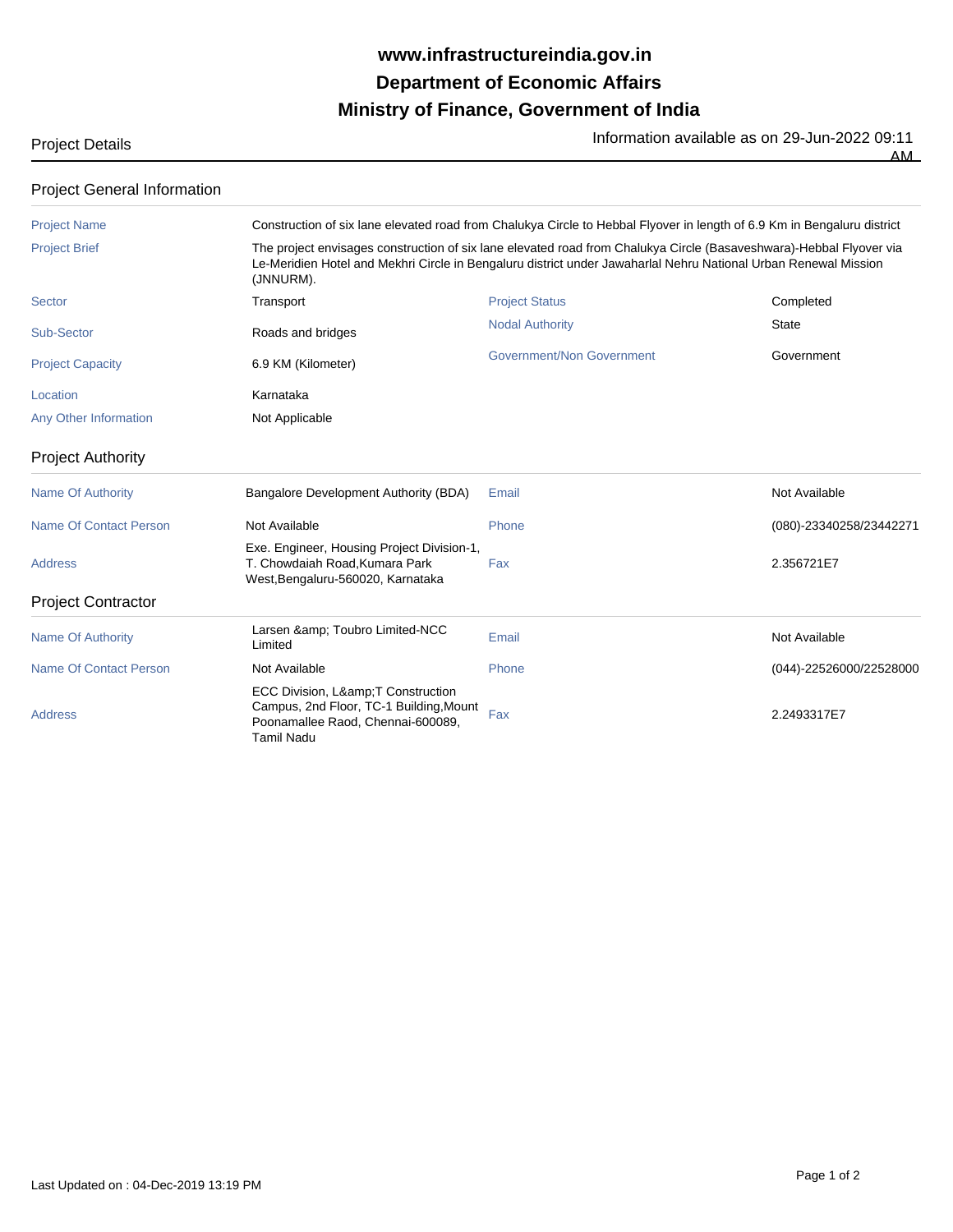# www.infrastructureindia.gov.in

# Department of Economic Affairs

# Ministry of Finance, Government of India

Project Details

Information available as on 29-Jun-2022 09:11 AM

## Project General Information

| | | | |
|---|---|---|---|
| Project Name | Construction of six lane elevated road from Chalukya Circle to Hebbal Flyover in length of 6.9 Km in Bengaluru district | | |
| Project Brief | The project envisages construction of six lane elevated road from Chalukya Circle (Basaveshwara)-Hebbal Flyover via Le-Meridien Hotel and Mekhri Circle in Bengaluru district under Jawaharlal Nehru National Urban Renewal Mission (JNNURM). | | |
| Sector | Transport | Project Status | Completed |
| Sub-Sector | Roads and bridges | Nodal Authority | State |
| Project Capacity | 6.9 KM (Kilometer) | Government/Non Government | Government |
| Location | Karnataka | | |
| Any Other Information | Not Applicable | | |

## Project Authority

| | | | |
|---|---|---|---|
| Name Of Authority | Bangalore Development Authority (BDA) | Email | Not Available |
| Name Of Contact Person | Not Available | Phone | (080)-23340258/23442271 |
| Address | Exe. Engineer, Housing Project Division-1, T. Chowdaiah Road,Kumara Park West,Bengaluru-560020, Karnataka | Fax | 2.356721E7 |

## Project Contractor

| | | | |
|---|---|---|---|
| Name Of Authority | Larsen &amp; Toubro Limited-NCC Limited | Email | Not Available |
| Name Of Contact Person | Not Available | Phone | (044)-22526000/22528000 |
| Address | ECC Division, L&amp;T Construction Campus, 2nd Floor, TC-1 Building,Mount Poonamallee Raod, Chennai-600089, Tamil Nadu | Fax | 2.2493317E7 |

Last Updated on : 04-Dec-2019 13:19 PM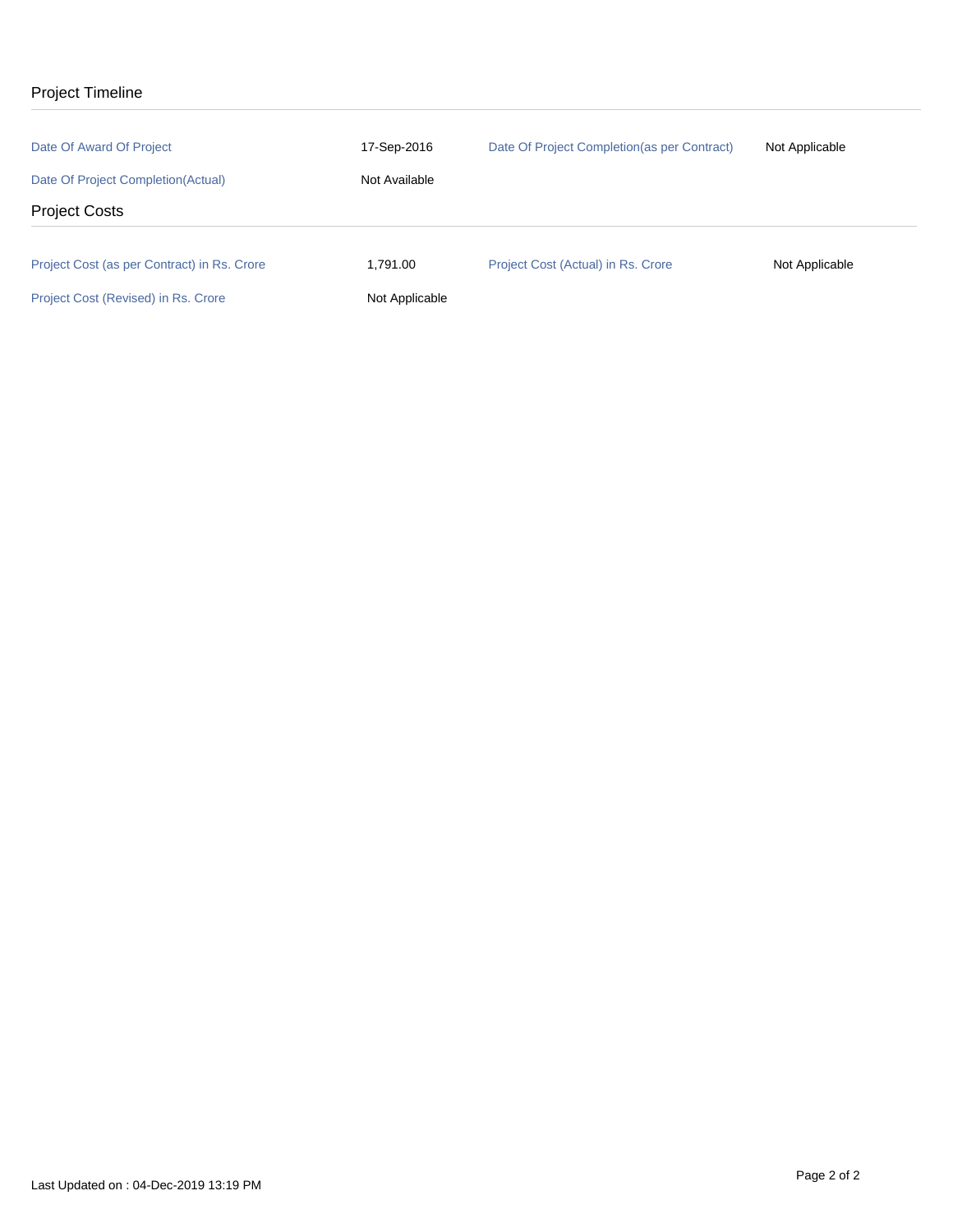## Project Timeline

| | | | |
|---|---|---|---|
| Date Of Award Of Project | 17-Sep-2016 | Date Of Project Completion(as per Contract) | Not Applicable |
| Date Of Project Completion(Actual) | Not Available | | |

## Project Costs

| | | | |
|---|---|---|---|
| Project Cost (as per Contract) in Rs. Crore | 1,791.00 | Project Cost (Actual) in Rs. Crore | Not Applicable |
| Project Cost (Revised) in Rs. Crore | Not Applicable | | |

Last Updated on : 04-Dec-2019 13:19 PM